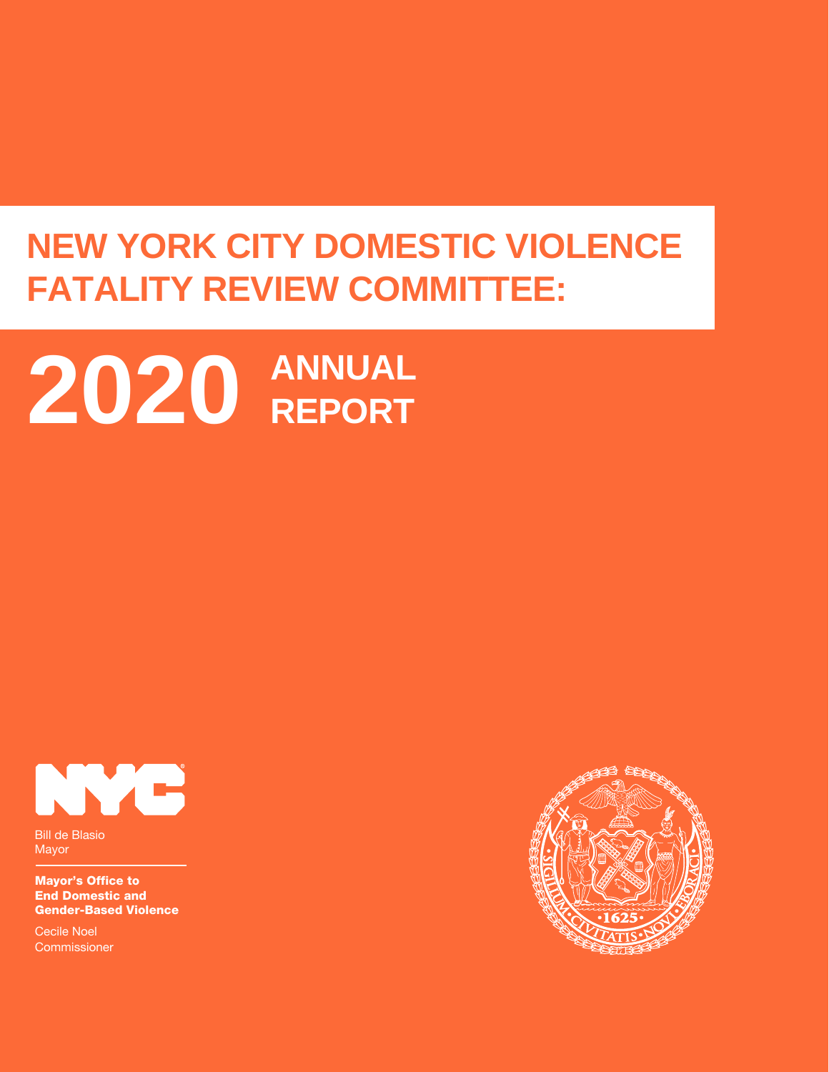# NEW YORK CITY DOMESTIC VIOLENCE FATALITY REVIEW COMMITTEE:

# 2020 ANNUAL REPORT

Bill de Blasio
Mayor

**Mayor's Office to End Domestic and Gender-Based Violence**

Cecile Noel
Commissioner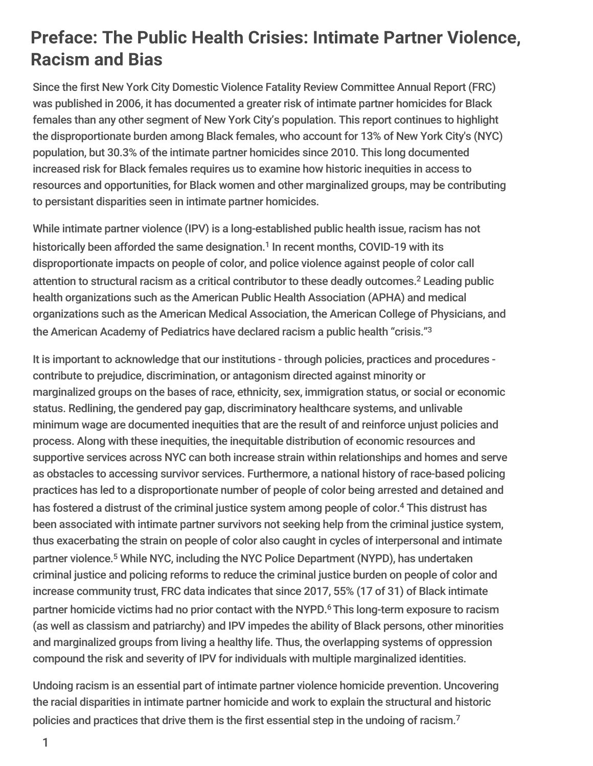# Preface: The Public Health Crisies: Intimate Partner Violence, Racism and Bias

Since the first New York City Domestic Violence Fatality Review Committee Annual Report (FRC) was published in 2006, it has documented a greater risk of intimate partner homicides for Black females than any other segment of New York City's population. This report continues to highlight the disproportionate burden among Black females, who account for 13% of New York City's (NYC) population, but 30.3% of the intimate partner homicides since 2010. This long documented increased risk for Black females requires us to examine how historic inequities in access to resources and opportunities, for Black women and other marginalized groups, may be contributing to persistant disparities seen in intimate partner homicides.

While intimate partner violence (IPV) is a long-established public health issue, racism has not historically been afforded the same designation.[1] In recent months, COVID-19 with its disproportionate impacts on people of color, and police violence against people of color call attention to structural racism as a critical contributor to these deadly outcomes.[2] Leading public health organizations such as the American Public Health Association (APHA) and medical organizations such as the American Medical Association, the American College of Physicians, and the American Academy of Pediatrics have declared racism a public health "crisis."[3]

It is important to acknowledge that our institutions - through policies, practices and procedures - contribute to prejudice, discrimination, or antagonism directed against minority or marginalized groups on the bases of race, ethnicity, sex, immigration status, or social or economic status. Redlining, the gendered pay gap, discriminatory healthcare systems, and unlivable minimum wage are documented inequities that are the result of and reinforce unjust policies and process. Along with these inequities, the inequitable distribution of economic resources and supportive services across NYC can both increase strain within relationships and homes and serve as obstacles to accessing survivor services. Furthermore, a national history of race-based policing practices has led to a disproportionate number of people of color being arrested and detained and has fostered a distrust of the criminal justice system among people of color.[4] This distrust has been associated with intimate partner survivors not seeking help from the criminal justice system, thus exacerbating the strain on people of color also caught in cycles of interpersonal and intimate partner violence.[5] While NYC, including the NYC Police Department (NYPD), has undertaken criminal justice and policing reforms to reduce the criminal justice burden on people of color and increase community trust, FRC data indicates that since 2017, 55% (17 of 31) of Black intimate partner homicide victims had no prior contact with the NYPD.[6] This long-term exposure to racism (as well as classism and patriarchy) and IPV impedes the ability of Black persons, other minorities and marginalized groups from living a healthy life. Thus, the overlapping systems of oppression compound the risk and severity of IPV for individuals with multiple marginalized identities.

Undoing racism is an essential part of intimate partner violence homicide prevention. Uncovering the racial disparities in intimate partner homicide and work to explain the structural and historic policies and practices that drive them is the first essential step in the undoing of racism.[7]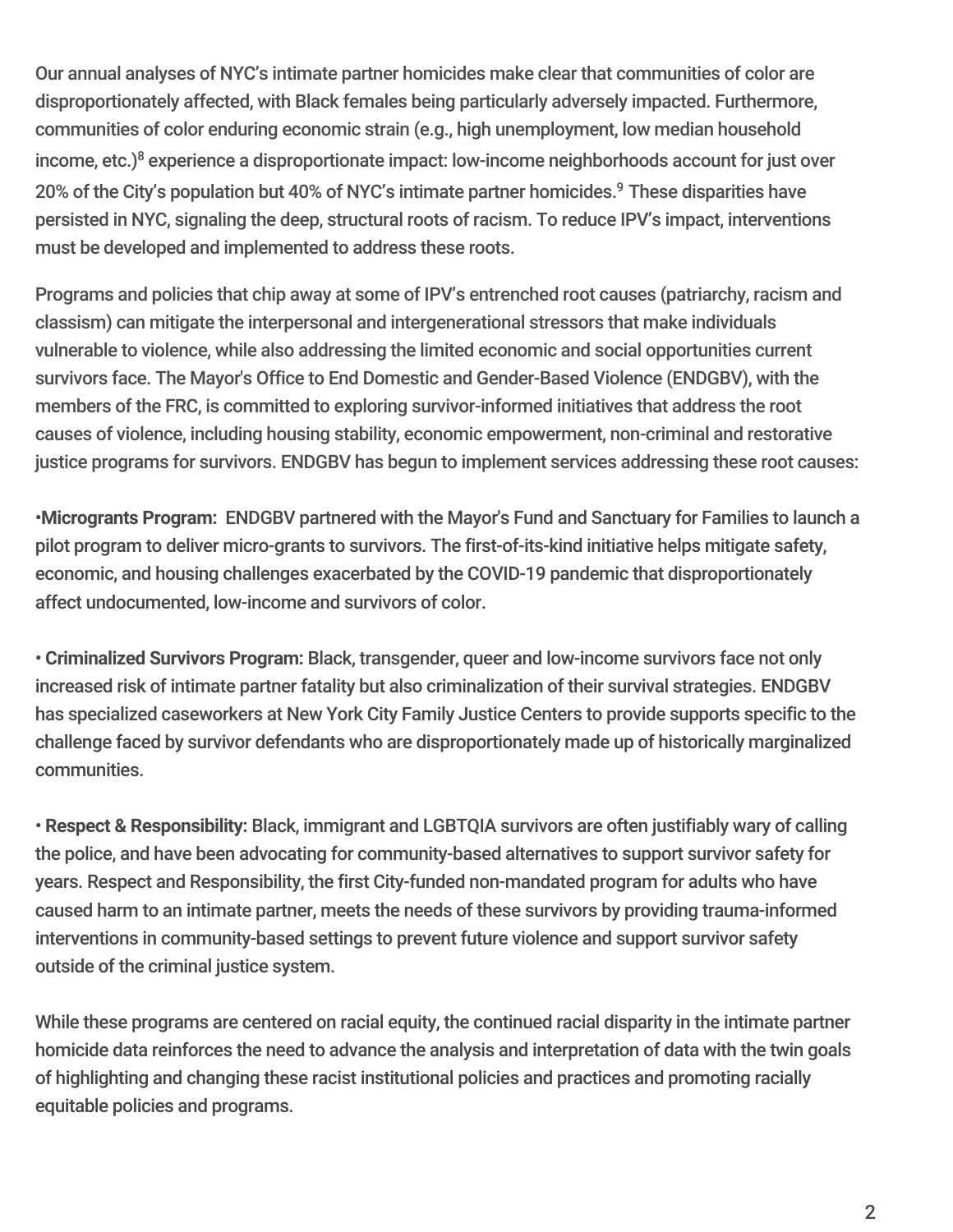Our annual analyses of NYC's intimate partner homicides make clear that communities of color are disproportionately affected, with Black females being particularly adversely impacted. Furthermore, communities of color enduring economic strain (e.g., high unemployment, low median household income, etc.)[8] experience a disproportionate impact: low-income neighborhoods account for just over 20% of the City's population but 40% of NYC's intimate partner homicides.[9] These disparities have persisted in NYC, signaling the deep, structural roots of racism. To reduce IPV's impact, interventions must be developed and implemented to address these roots.

Programs and policies that chip away at some of IPV's entrenched root causes (patriarchy, racism and classism) can mitigate the interpersonal and intergenerational stressors that make individuals vulnerable to violence, while also addressing the limited economic and social opportunities current survivors face. The Mayor's Office to End Domestic and Gender-Based Violence (ENDGBV), with the members of the FRC, is committed to exploring survivor-informed initiatives that address the root causes of violence, including housing stability, economic empowerment, non-criminal and restorative justice programs for survivors. ENDGBV has begun to implement services addressing these root causes:

- **Microgrants Program:** ENDGBV partnered with the Mayor's Fund and Sanctuary for Families to launch a pilot program to deliver micro-grants to survivors. The first-of-its-kind initiative helps mitigate safety, economic, and housing challenges exacerbated by the COVID-19 pandemic that disproportionately affect undocumented, low-income and survivors of color.

- **Criminalized Survivors Program:** Black, transgender, queer and low-income survivors face not only increased risk of intimate partner fatality but also criminalization of their survival strategies. ENDGBV has specialized caseworkers at New York City Family Justice Centers to provide supports specific to the challenge faced by survivor defendants who are disproportionately made up of historically marginalized communities.

- **Respect & Responsibility:** Black, immigrant and LGBTQIA survivors are often justifiably wary of calling the police, and have been advocating for community-based alternatives to support survivor safety for years. Respect and Responsibility, the first City-funded non-mandated program for adults who have caused harm to an intimate partner, meets the needs of these survivors by providing trauma-informed interventions in community-based settings to prevent future violence and support survivor safety outside of the criminal justice system.

While these programs are centered on racial equity, the continued racial disparity in the intimate partner homicide data reinforces the need to advance the analysis and interpretation of data with the twin goals of highlighting and changing these racist institutional policies and practices and promoting racially equitable policies and programs.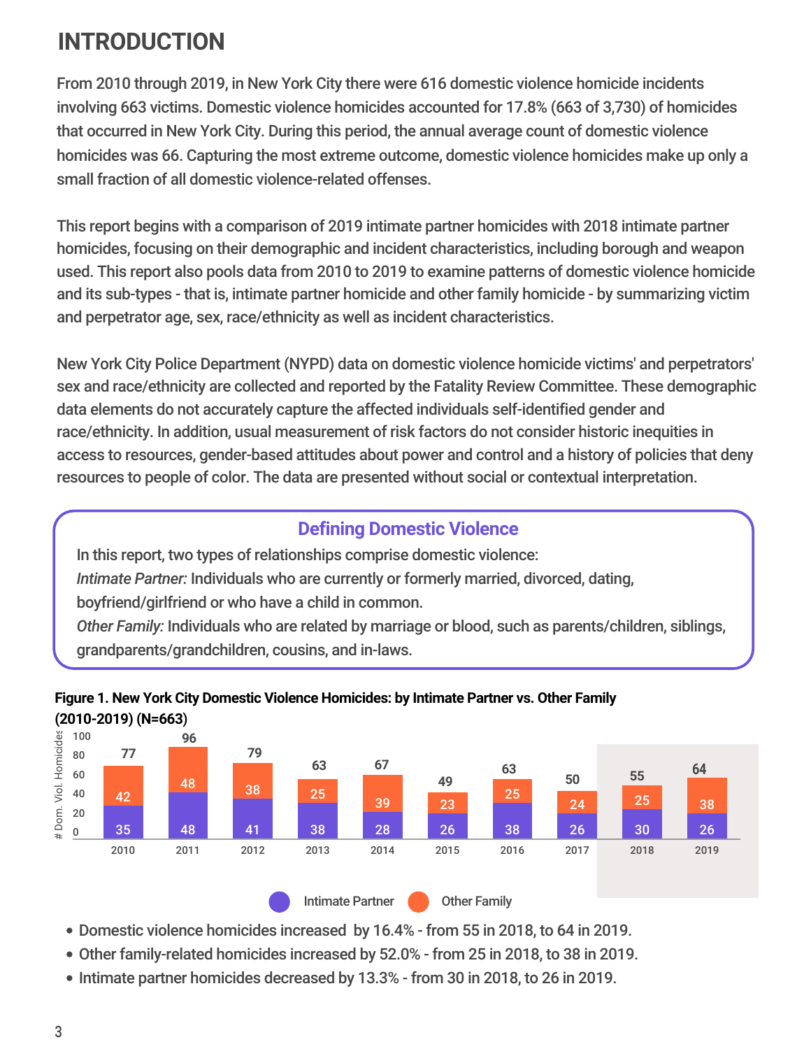# INTRODUCTION

From 2010 through 2019, in New York City there were 616 domestic violence homicide incidents involving 663 victims. Domestic violence homicides accounted for 17.8% (663 of 3,730) of homicides that occurred in New York City. During this period, the annual average count of domestic violence homicides was 66. Capturing the most extreme outcome, domestic violence homicides make up only a small fraction of all domestic violence-related offenses.

This report begins with a comparison of 2019 intimate partner homicides with 2018 intimate partner homicides, focusing on their demographic and incident characteristics, including borough and weapon used. This report also pools data from 2010 to 2019 to examine patterns of domestic violence homicide and its sub-types - that is, intimate partner homicide and other family homicide - by summarizing victim and perpetrator age, sex, race/ethnicity as well as incident characteristics.

New York City Police Department (NYPD) data on domestic violence homicide victims' and perpetrators' sex and race/ethnicity are collected and reported by the Fatality Review Committee. These demographic data elements do not accurately capture the affected individuals self-identified gender and race/ethnicity. In addition, usual measurement of risk factors do not consider historic inequities in access to resources, gender-based attitudes about power and control and a history of policies that deny resources to people of color. The data are presented without social or contextual interpretation.

### Defining Domestic Violence

In this report, two types of relationships comprise domestic violence:

*Intimate Partner:* Individuals who are currently or formerly married, divorced, dating, boyfriend/girlfriend or who have a child in common.

*Other Family:* Individuals who are related by marriage or blood, such as parents/children, siblings, grandparents/grandchildren, cousins, and in-laws.

**Figure 1. New York City Domestic Violence Homicides: by Intimate Partner vs. Other Family (2010-2019) (N=663)**

| Year | Intimate Partner | Other Family | Total |
|---|---|---|---|
| 2010 | 35 | 42 | 77 |
| 2011 | 48 | 48 | 96 |
| 2012 | 41 | 38 | 79 |
| 2013 | 38 | 25 | 63 |
| 2014 | 28 | 39 | 67 |
| 2015 | 26 | 23 | 49 |
| 2016 | 38 | 25 | 63 |
| 2017 | 26 | 24 | 50 |
| 2018 | 30 | 25 | 55 |
| 2019 | 26 | 38 | 64 |

- Domestic violence homicides increased by 16.4% - from 55 in 2018, to 64 in 2019.
- Other family-related homicides increased by 52.0% - from 25 in 2018, to 38 in 2019.
- Intimate partner homicides decreased by 13.3% - from 30 in 2018, to 26 in 2019.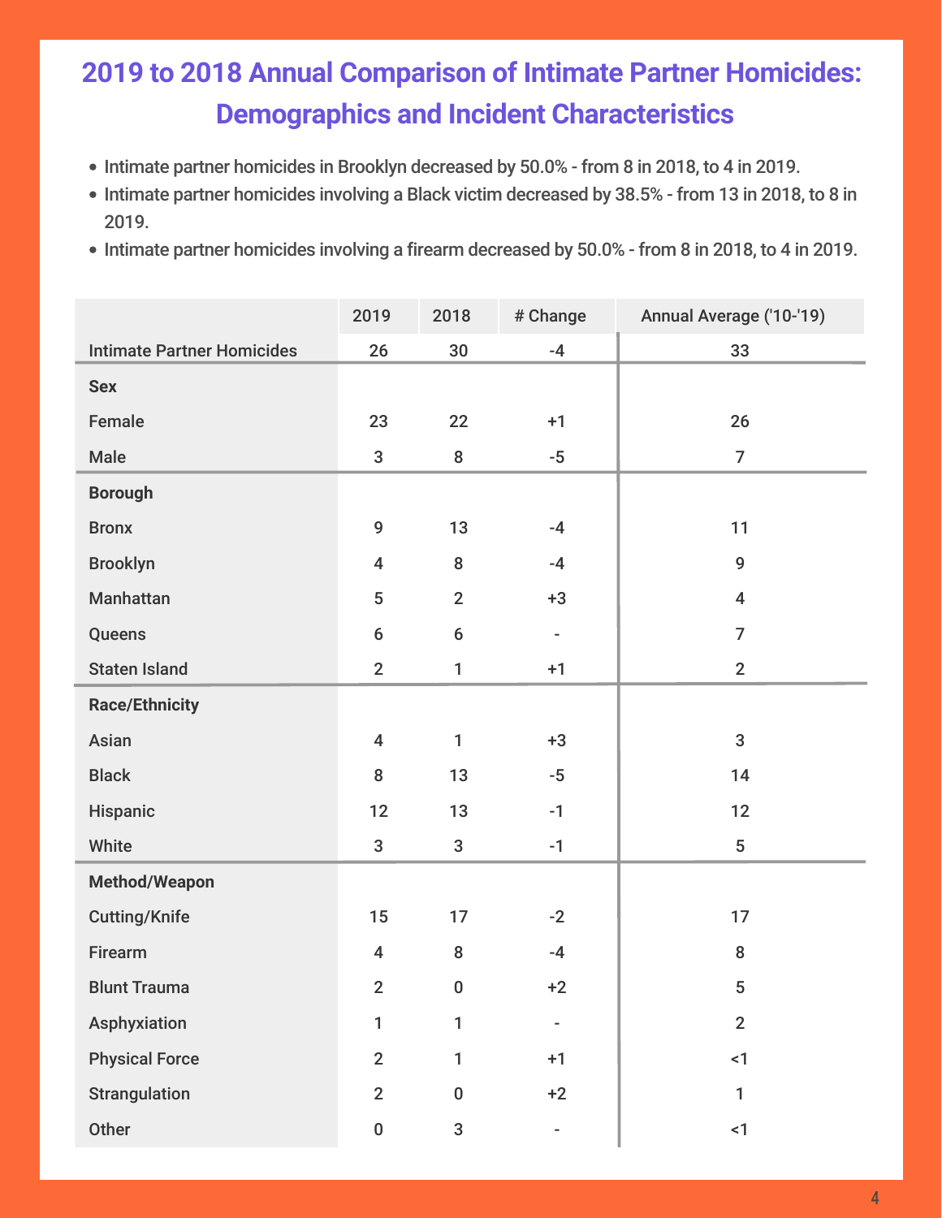# 2019 to 2018 Annual Comparison of Intimate Partner Homicides: Demographics and Incident Characteristics

- Intimate partner homicides in Brooklyn decreased by 50.0% - from 8 in 2018, to 4 in 2019.
- Intimate partner homicides involving a Black victim decreased by 38.5% - from 13 in 2018, to 8 in 2019.
- Intimate partner homicides involving a firearm decreased by 50.0% - from 8 in 2018, to 4 in 2019.

| | 2019 | 2018 | # Change | Annual Average ('10-'19) |
|---|---|---|---|---|
| Intimate Partner Homicides | 26 | 30 | -4 | 33 |
| **Sex** | | | | |
| Female | 23 | 22 | +1 | 26 |
| Male | 3 | 8 | -5 | 7 |
| **Borough** | | | | |
| Bronx | 9 | 13 | -4 | 11 |
| Brooklyn | 4 | 8 | -4 | 9 |
| Manhattan | 5 | 2 | +3 | 4 |
| Queens | 6 | 6 | - | 7 |
| Staten Island | 2 | 1 | +1 | 2 |
| **Race/Ethnicity** | | | | |
| Asian | 4 | 1 | +3 | 3 |
| Black | 8 | 13 | -5 | 14 |
| Hispanic | 12 | 13 | -1 | 12 |
| White | 3 | 3 | -1 | 5 |
| **Method/Weapon** | | | | |
| Cutting/Knife | 15 | 17 | -2 | 17 |
| Firearm | 4 | 8 | -4 | 8 |
| Blunt Trauma | 2 | 0 | +2 | 5 |
| Asphyxiation | 1 | 1 | - | 2 |
| Physical Force | 2 | 1 | +1 | <1 |
| Strangulation | 2 | 0 | +2 | 1 |
| Other | 0 | 3 | - | <1 |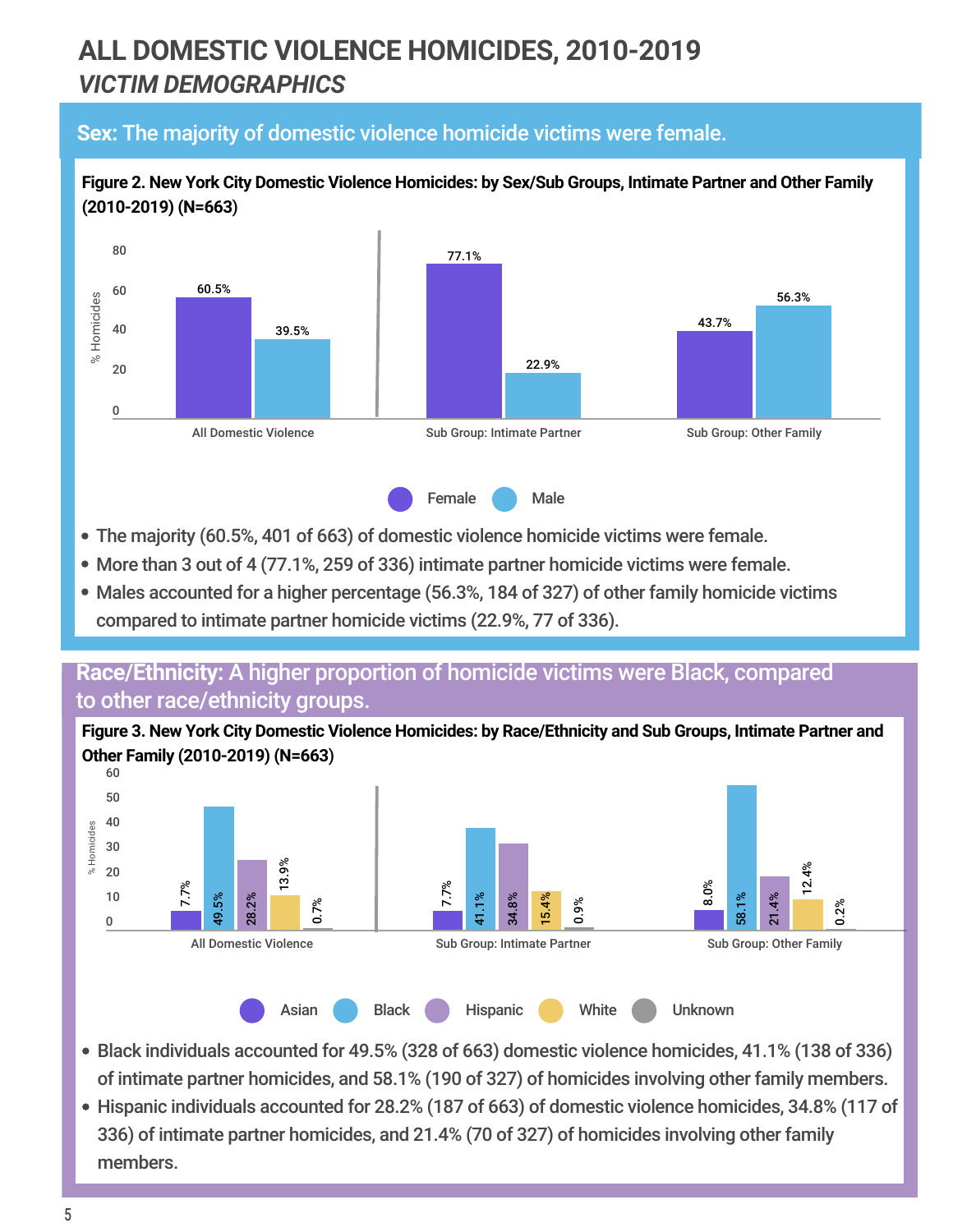# ALL DOMESTIC VIOLENCE HOMICIDES, 2010-2019

## *VICTIM DEMOGRAPHICS*

### **Sex:** The majority of domestic violence homicide victims were female.

**Figure 2. New York City Domestic Violence Homicides: by Sex/Sub Groups, Intimate Partner and Other Family (2010-2019) (N=663)**

| | Female | Male |
|---|---|---|
| All Domestic Violence | 60.5% | 39.5% |
| Sub Group: Intimate Partner | 77.1% | 22.9% |
| Sub Group: Other Family | 43.7% | 56.3% |

- The majority (60.5%, 401 of 663) of domestic violence homicide victims were female.
- More than 3 out of 4 (77.1%, 259 of 336) intimate partner homicide victims were female.
- Males accounted for a higher percentage (56.3%, 184 of 327) of other family homicide victims compared to intimate partner homicide victims (22.9%, 77 of 336).

### **Race/Ethnicity:** A higher proportion of homicide victims were Black, compared to other race/ethnicity groups.

**Figure 3. New York City Domestic Violence Homicides: by Race/Ethnicity and Sub Groups, Intimate Partner and Other Family (2010-2019) (N=663)**

| | Asian | Black | Hispanic | White | Unknown |
|---|---|---|---|---|---|
| All Domestic Violence | 7.7% | 49.5% | 28.2% | 13.9% | 0.7% |
| Sub Group: Intimate Partner | 7.7% | 41.1% | 34.8% | 15.4% | 0.9% |
| Sub Group: Other Family | 8.0% | 58.1% | 21.4% | 12.4% | 0.2% |

- Black individuals accounted for 49.5% (328 of 663) domestic violence homicides, 41.1% (138 of 336) of intimate partner homicides, and 58.1% (190 of 327) of homicides involving other family members.
- Hispanic individuals accounted for 28.2% (187 of 663) of domestic violence homicides, 34.8% (117 of 336) of intimate partner homicides, and 21.4% (70 of 327) of homicides involving other family members.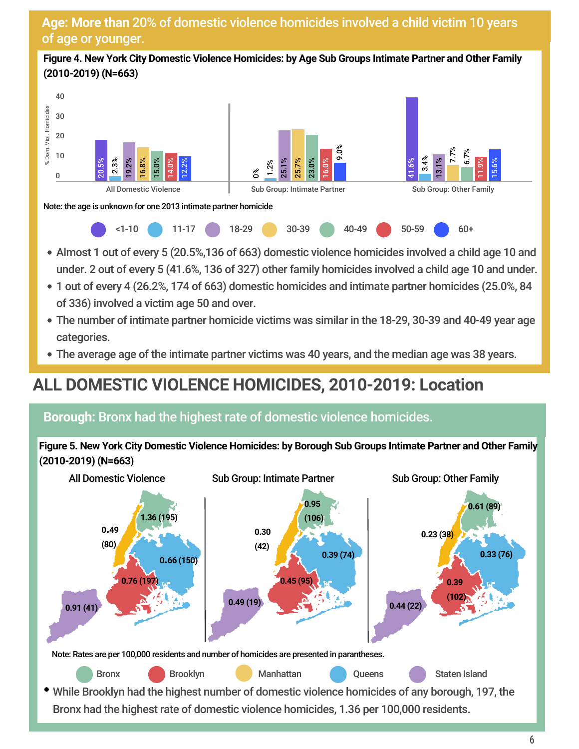## Age: More than 20% of domestic violence homicides involved a child victim 10 years of age or younger.

**Figure 4. New York City Domestic Violence Homicides: by Age Sub Groups Intimate Partner and Other Family (2010-2019) (N=663)**

| Age | All Domestic Violence | Sub Group: Intimate Partner | Sub Group: Other Family |
|---|---|---|---|
| <1-10 | 20.5% | 0% | 41.6% |
| 11-17 | 2.3% | 1.2% | 3.4% |
| 18-29 | 19.2% | 25.1% | 13.1% |
| 30-39 | 16.8% | 25.7% | 7.7% |
| 40-49 | 15.0% | 23.0% | 6.7% |
| 50-59 | 14.0% | 16.0% | 11.9% |
| 60+ | 12.2% | 9.0% | 15.6% |

Note: the age is unknown for one 2013 intimate partner homicide

- Almost 1 out of every 5 (20.5%,136 of 663) domestic violence homicides involved a child age 10 and under. 2 out of every 5 (41.6%, 136 of 327) other family homicides involved a child age 10 and under.
- 1 out of every 4 (26.2%, 174 of 663) domestic homicides and intimate partner homicides (25.0%, 84 of 336) involved a victim age 50 and over.
- The number of intimate partner homicide victims was similar in the 18-29, 30-39 and 40-49 year age categories.
- The average age of the intimate partner victims was 40 years, and the median age was 38 years.

# ALL DOMESTIC VIOLENCE HOMICIDES, 2010-2019: Location

## Borough: Bronx had the highest rate of domestic violence homicides.

**Figure 5. New York City Domestic Violence Homicides: by Borough Sub Groups Intimate Partner and Other Family (2010-2019) (N=663)**

| Borough | All Domestic Violence | Sub Group: Intimate Partner | Sub Group: Other Family |
|---|---|---|---|
| Bronx | 1.36 (195) | 0.95 (106) | 0.61 (89) |
| Brooklyn | 0.76 (197) | 0.45 (95) | 0.39 (102) |
| Manhattan | 0.49 (80) | 0.30 (42) | 0.23 (38) |
| Queens | 0.66 (150) | 0.39 (74) | 0.33 (76) |
| Staten Island | 0.91 (41) | 0.49 (19) | 0.44 (22) |

Note: Rates are per 100,000 residents and number of homicides are presented in parantheses.

- While Brooklyn had the highest number of domestic violence homicides of any borough, 197, the Bronx had the highest rate of domestic violence homicides, 1.36 per 100,000 residents.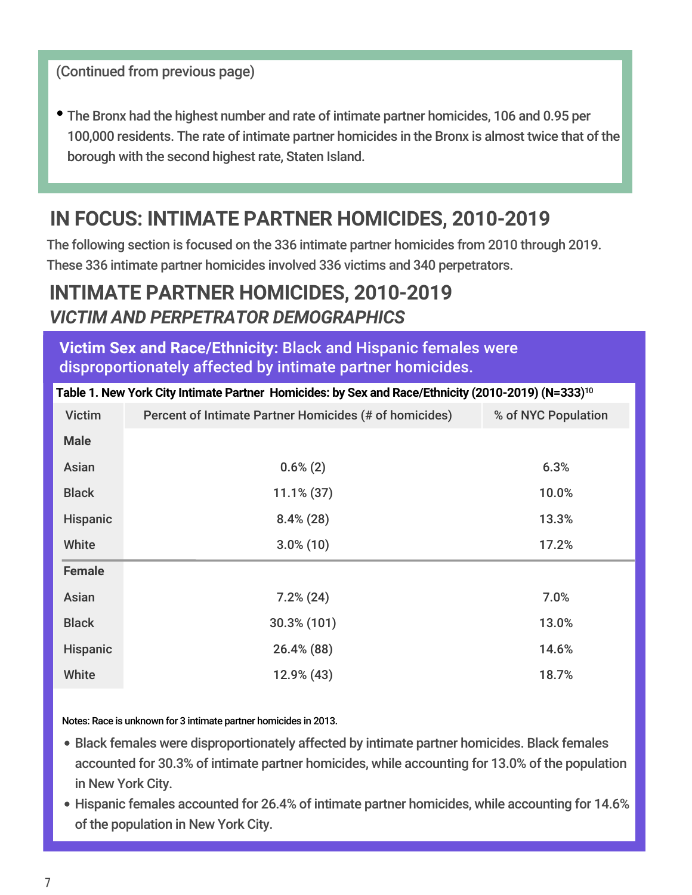(Continued from previous page)

- The Bronx had the highest number and rate of intimate partner homicides, 106 and 0.95 per 100,000 residents. The rate of intimate partner homicides in the Bronx is almost twice that of the borough with the second highest rate, Staten Island.

## IN FOCUS: INTIMATE PARTNER HOMICIDES, 2010-2019

The following section is focused on the 336 intimate partner homicides from 2010 through 2019. These 336 intimate partner homicides involved 336 victims and 340 perpetrators.

## INTIMATE PARTNER HOMICIDES, 2010-2019

### *VICTIM AND PERPETRATOR DEMOGRAPHICS*

**Victim Sex and Race/Ethnicity:** Black and Hispanic females were disproportionately affected by intimate partner homicides.

**Table 1. New York City Intimate Partner Homicides: by Sex and Race/Ethnicity (2010-2019) (N=333)**[10]

| Victim | Percent of Intimate Partner Homicides (# of homicides) | % of NYC Population |
|---|---|---|
| **Male** | | |
| Asian | 0.6% (2) | 6.3% |
| Black | 11.1% (37) | 10.0% |
| Hispanic | 8.4% (28) | 13.3% |
| White | 3.0% (10) | 17.2% |
| **Female** | | |
| Asian | 7.2% (24) | 7.0% |
| Black | 30.3% (101) | 13.0% |
| Hispanic | 26.4% (88) | 14.6% |
| White | 12.9% (43) | 18.7% |

Notes: Race is unknown for 3 intimate partner homicides in 2013.

- Black females were disproportionately affected by intimate partner homicides. Black females accounted for 30.3% of intimate partner homicides, while accounting for 13.0% of the population in New York City.
- Hispanic females accounted for 26.4% of intimate partner homicides, while accounting for 14.6% of the population in New York City.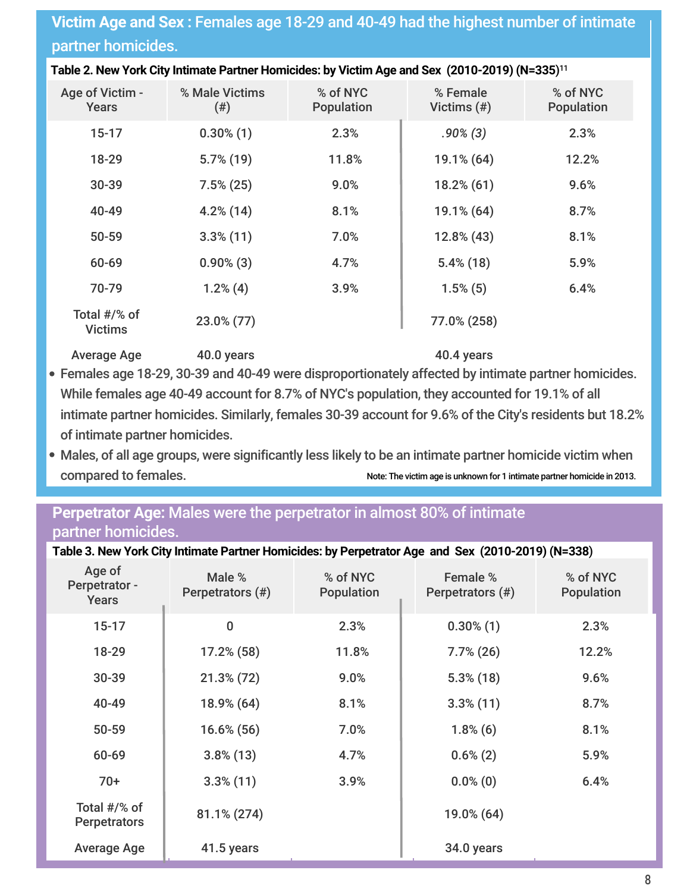## Victim Age and Sex : Females age 18-29 and 40-49 had the highest number of intimate partner homicides.

**Table 2. New York City Intimate Partner Homicides: by Victim Age and Sex (2010-2019) (N=335)**[11]

| Age of Victim - Years | % Male Victims (#) | % of NYC Population | % Female Victims (#) | % of NYC Population |
|---|---|---|---|---|
| 15-17 | 0.30% (1) | 2.3% | *.90% (3)* | 2.3% |
| 18-29 | 5.7% (19) | 11.8% | 19.1% (64) | 12.2% |
| 30-39 | 7.5% (25) | 9.0% | 18.2% (61) | 9.6% |
| 40-49 | 4.2% (14) | 8.1% | 19.1% (64) | 8.7% |
| 50-59 | 3.3% (11) | 7.0% | 12.8% (43) | 8.1% |
| 60-69 | 0.90% (3) | 4.7% | 5.4% (18) | 5.9% |
| 70-79 | 1.2% (4) | 3.9% | 1.5% (5) | 6.4% |
| Total #/% of Victims | 23.0% (77) | | 77.0% (258) | |
| Average Age | 40.0 years | | 40.4 years | |

- Females age 18-29, 30-39 and 40-49 were disproportionately affected by intimate partner homicides. While females age 40-49 account for 8.7% of NYC's population, they accounted for 19.1% of all intimate partner homicides. Similarly, females 30-39 account for 9.6% of the City's residents but 18.2% of intimate partner homicides.
- Males, of all age groups, were significantly less likely to be an intimate partner homicide victim when compared to females.

Note: The victim age is unknown for 1 intimate partner homicide in 2013.

## Perpetrator Age: Males were the perpetrator in almost 80% of intimate partner homicides.

**Table 3. New York City Intimate Partner Homicides: by Perpetrator Age and Sex (2010-2019) (N=338)**

| Age of Perpetrator - Years | Male % Perpetrators (#) | % of NYC Population | Female % Perpetrators (#) | % of NYC Population |
|---|---|---|---|---|
| 15-17 | 0 | 2.3% | 0.30% (1) | 2.3% |
| 18-29 | 17.2% (58) | 11.8% | 7.7% (26) | 12.2% |
| 30-39 | 21.3% (72) | 9.0% | 5.3% (18) | 9.6% |
| 40-49 | 18.9% (64) | 8.1% | 3.3% (11) | 8.7% |
| 50-59 | 16.6% (56) | 7.0% | 1.8% (6) | 8.1% |
| 60-69 | 3.8% (13) | 4.7% | 0.6% (2) | 5.9% |
| 70+ | 3.3% (11) | 3.9% | 0.0% (0) | 6.4% |
| Total #/% of Perpetrators | 81.1% (274) | | 19.0% (64) | |
| Average Age | 41.5 years | | 34.0 years | |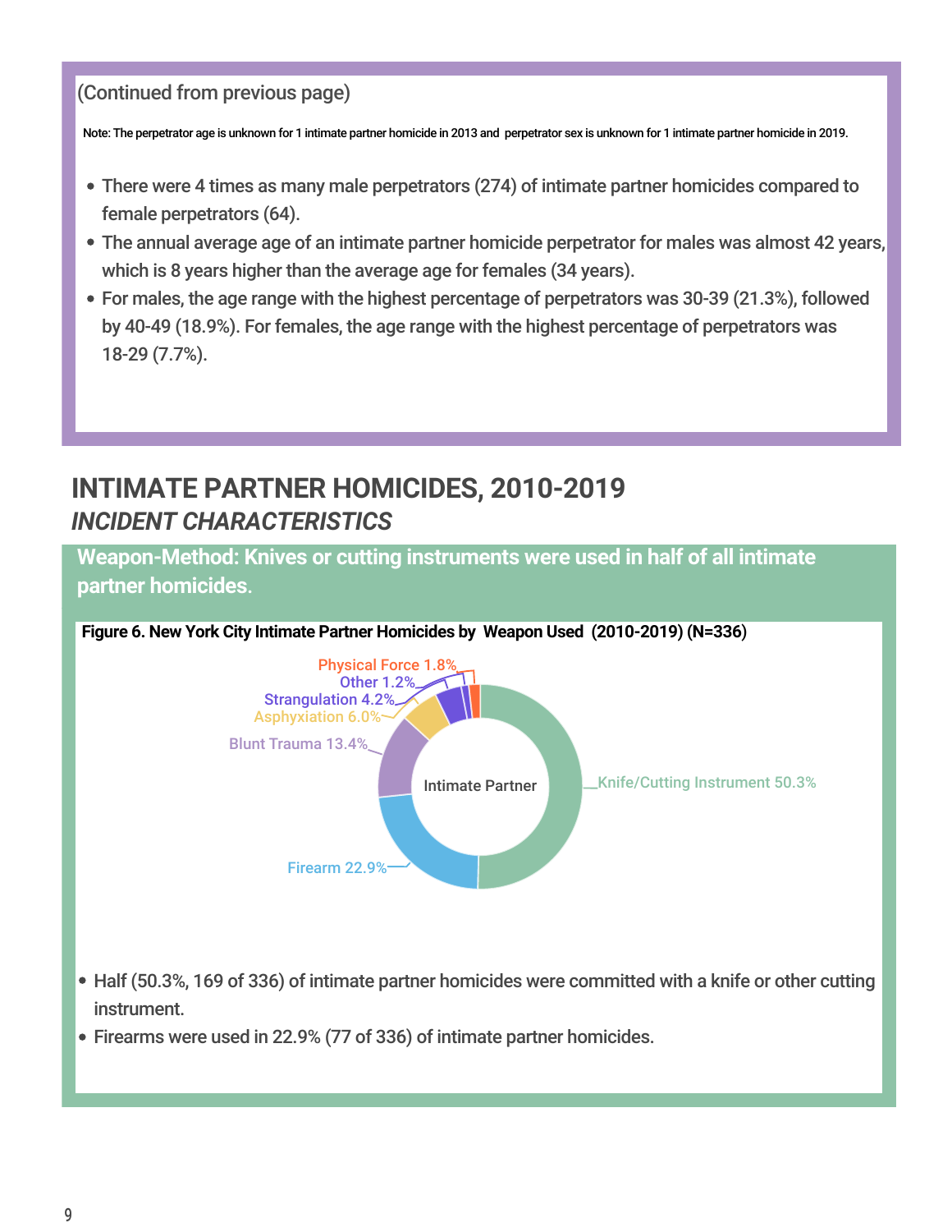(Continued from previous page)

Note: The perpetrator age is unknown for 1 intimate partner homicide in 2013 and perpetrator sex is unknown for 1 intimate partner homicide in 2019.

- There were 4 times as many male perpetrators (274) of intimate partner homicides compared to female perpetrators (64).
- The annual average age of an intimate partner homicide perpetrator for males was almost 42 years, which is 8 years higher than the average age for females (34 years).
- For males, the age range with the highest percentage of perpetrators was 30-39 (21.3%), followed by 40-49 (18.9%). For females, the age range with the highest percentage of perpetrators was 18-29 (7.7%).

# INTIMATE PARTNER HOMICIDES, 2010-2019

## *INCIDENT CHARACTERISTICS*

### Weapon-Method: Knives or cutting instruments were used in half of all intimate partner homicides.

**Figure 6. New York City Intimate Partner Homicides by Weapon Used (2010-2019) (N=336)**

| Weapon | Percent |
| --- | --- |
| Knife/Cutting Instrument | 50.3% |
| Firearm | 22.9% |
| Blunt Trauma | 13.4% |
| Asphyxiation | 6.0% |
| Strangulation | 4.2% |
| Other | 1.2% |
| Physical Force | 1.8% |

- Half (50.3%, 169 of 336) of intimate partner homicides were committed with a knife or other cutting instrument.
- Firearms were used in 22.9% (77 of 336) of intimate partner homicides.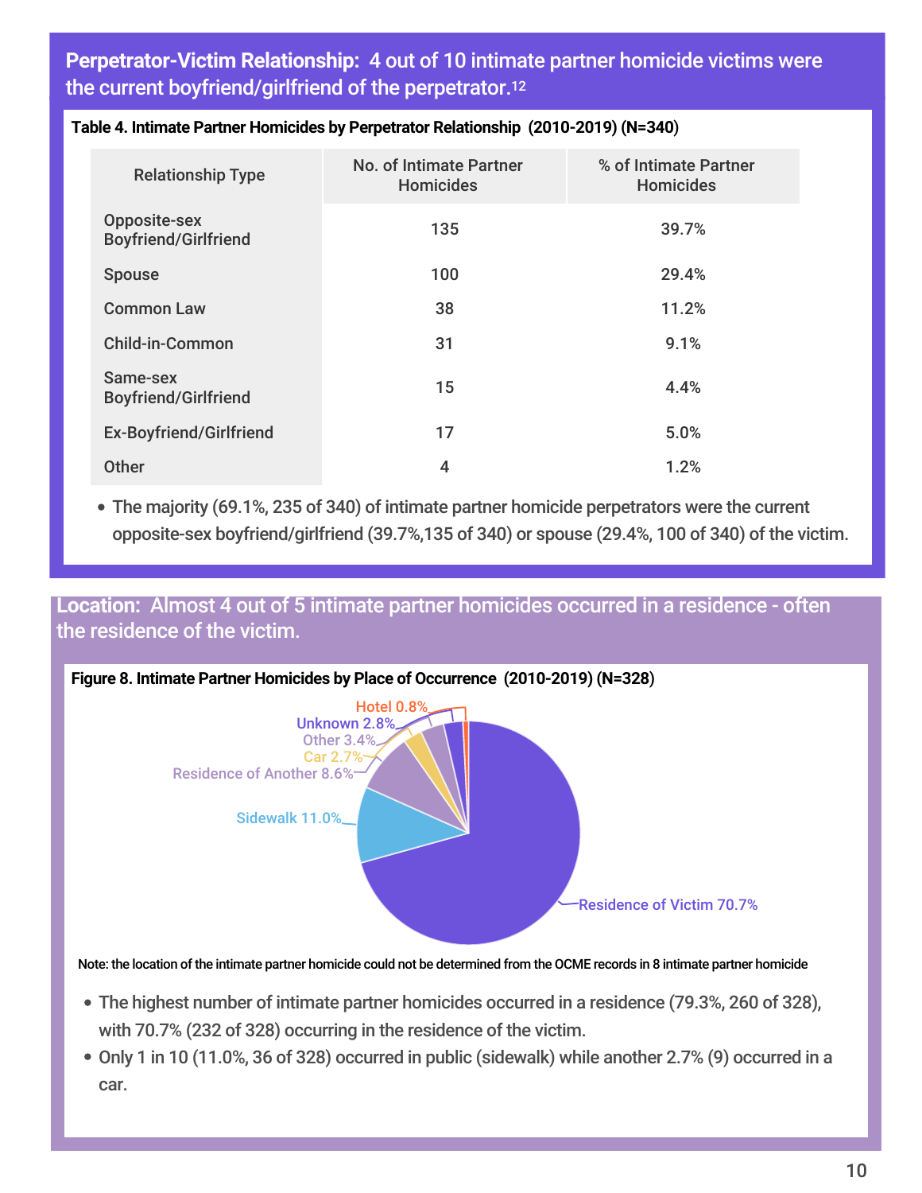## Perpetrator-Victim Relationship: 4 out of 10 intimate partner homicide victims were the current boyfriend/girlfriend of the perpetrator.[12]

**Table 4. Intimate Partner Homicides by Perpetrator Relationship (2010-2019) (N=340)**

| Relationship Type | No. of Intimate Partner Homicides | % of Intimate Partner Homicides |
|---|---|---|
| Opposite-sex Boyfriend/Girlfriend | 135 | 39.7% |
| Spouse | 100 | 29.4% |
| Common Law | 38 | 11.2% |
| Child-in-Common | 31 | 9.1% |
| Same-sex Boyfriend/Girlfriend | 15 | 4.4% |
| Ex-Boyfriend/Girlfriend | 17 | 5.0% |
| Other | 4 | 1.2% |

- The majority (69.1%, 235 of 340) of intimate partner homicide perpetrators were the current opposite-sex boyfriend/girlfriend (39.7%,135 of 340) or spouse (29.4%, 100 of 340) of the victim.

## Location: Almost 4 out of 5 intimate partner homicides occurred in a residence - often the residence of the victim.

**Figure 8. Intimate Partner Homicides by Place of Occurrence (2010-2019) (N=328)**

| Place of Occurrence | % |
|---|---|
| Residence of Victim | 70.7% |
| Sidewalk | 11.0% |
| Residence of Another | 8.6% |
| Car | 2.7% |
| Other | 3.4% |
| Unknown | 2.8% |
| Hotel | 0.8% |

Note: the location of the intimate partner homicide could not be determined from the OCME records in 8 intimate partner homicide

- The highest number of intimate partner homicides occurred in a residence (79.3%, 260 of 328), with 70.7% (232 of 328) occurring in the residence of the victim.
- Only 1 in 10 (11.0%, 36 of 328) occurred in public (sidewalk) while another 2.7% (9) occurred in a car.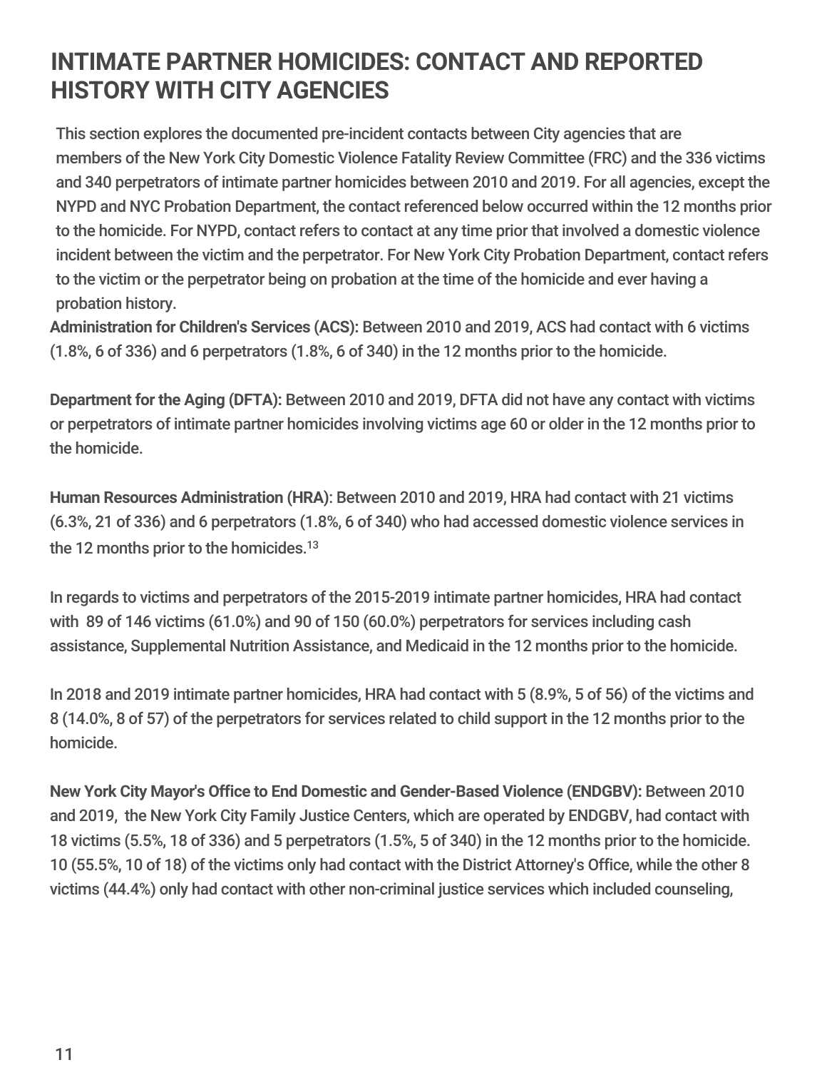## INTIMATE PARTNER HOMICIDES: CONTACT AND REPORTED HISTORY WITH CITY AGENCIES

This section explores the documented pre-incident contacts between City agencies that are members of the New York City Domestic Violence Fatality Review Committee (FRC) and the 336 victims and 340 perpetrators of intimate partner homicides between 2010 and 2019. For all agencies, except the NYPD and NYC Probation Department, the contact referenced below occurred within the 12 months prior to the homicide. For NYPD, contact refers to contact at any time prior that involved a domestic violence incident between the victim and the perpetrator. For New York City Probation Department, contact refers to the victim or the perpetrator being on probation at the time of the homicide and ever having a probation history.

**Administration for Children's Services (ACS):** Between 2010 and 2019, ACS had contact with 6 victims (1.8%, 6 of 336) and 6 perpetrators (1.8%, 6 of 340) in the 12 months prior to the homicide.

**Department for the Aging (DFTA):** Between 2010 and 2019, DFTA did not have any contact with victims or perpetrators of intimate partner homicides involving victims age 60 or older in the 12 months prior to the homicide.

**Human Resources Administration (HRA)**: Between 2010 and 2019, HRA had contact with 21 victims (6.3%, 21 of 336) and 6 perpetrators (1.8%, 6 of 340) who had accessed domestic violence services in the 12 months prior to the homicides.[13]

In regards to victims and perpetrators of the 2015-2019 intimate partner homicides, HRA had contact with 89 of 146 victims (61.0%) and 90 of 150 (60.0%) perpetrators for services including cash assistance, Supplemental Nutrition Assistance, and Medicaid in the 12 months prior to the homicide.

In 2018 and 2019 intimate partner homicides, HRA had contact with 5 (8.9%, 5 of 56) of the victims and 8 (14.0%, 8 of 57) of the perpetrators for services related to child support in the 12 months prior to the homicide.

**New York City Mayor's Office to End Domestic and Gender-Based Violence (ENDGBV):** Between 2010 and 2019, the New York City Family Justice Centers, which are operated by ENDGBV, had contact with 18 victims (5.5%, 18 of 336) and 5 perpetrators (1.5%, 5 of 340) in the 12 months prior to the homicide. 10 (55.5%, 10 of 18) of the victims only had contact with the District Attorney's Office, while the other 8 victims (44.4%) only had contact with other non-criminal justice services which included counseling,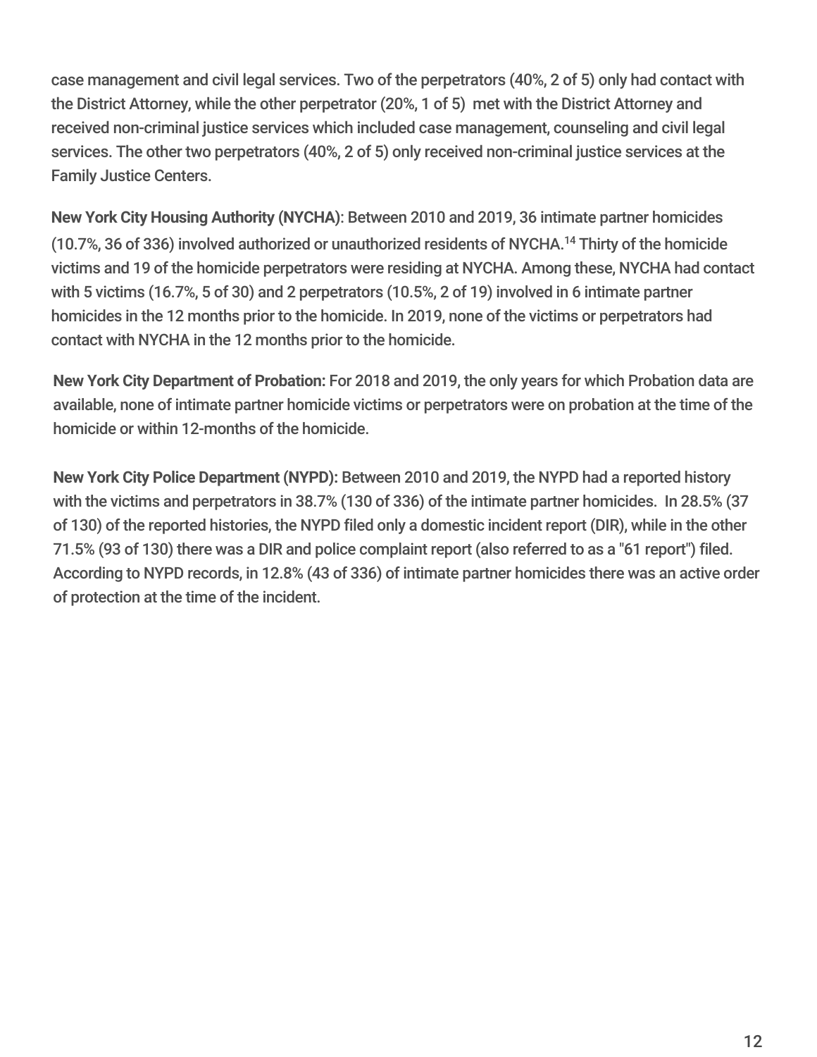case management and civil legal services. Two of the perpetrators (40%, 2 of 5) only had contact with the District Attorney, while the other perpetrator (20%, 1 of 5) met with the District Attorney and received non-criminal justice services which included case management, counseling and civil legal services. The other two perpetrators (40%, 2 of 5) only received non-criminal justice services at the Family Justice Centers.

**New York City Housing Authority (NYCHA)**: Between 2010 and 2019, 36 intimate partner homicides (10.7%, 36 of 336) involved authorized or unauthorized residents of NYCHA.[14] Thirty of the homicide victims and 19 of the homicide perpetrators were residing at NYCHA. Among these, NYCHA had contact with 5 victims (16.7%, 5 of 30) and 2 perpetrators (10.5%, 2 of 19) involved in 6 intimate partner homicides in the 12 months prior to the homicide. In 2019, none of the victims or perpetrators had contact with NYCHA in the 12 months prior to the homicide.

**New York City Department of Probation:** For 2018 and 2019, the only years for which Probation data are available, none of intimate partner homicide victims or perpetrators were on probation at the time of the homicide or within 12-months of the homicide.

**New York City Police Department (NYPD):** Between 2010 and 2019, the NYPD had a reported history with the victims and perpetrators in 38.7% (130 of 336) of the intimate partner homicides. In 28.5% (37 of 130) of the reported histories, the NYPD filed only a domestic incident report (DIR), while in the other 71.5% (93 of 130) there was a DIR and police complaint report (also referred to as a "61 report") filed. According to NYPD records, in 12.8% (43 of 336) of intimate partner homicides there was an active order of protection at the time of the incident.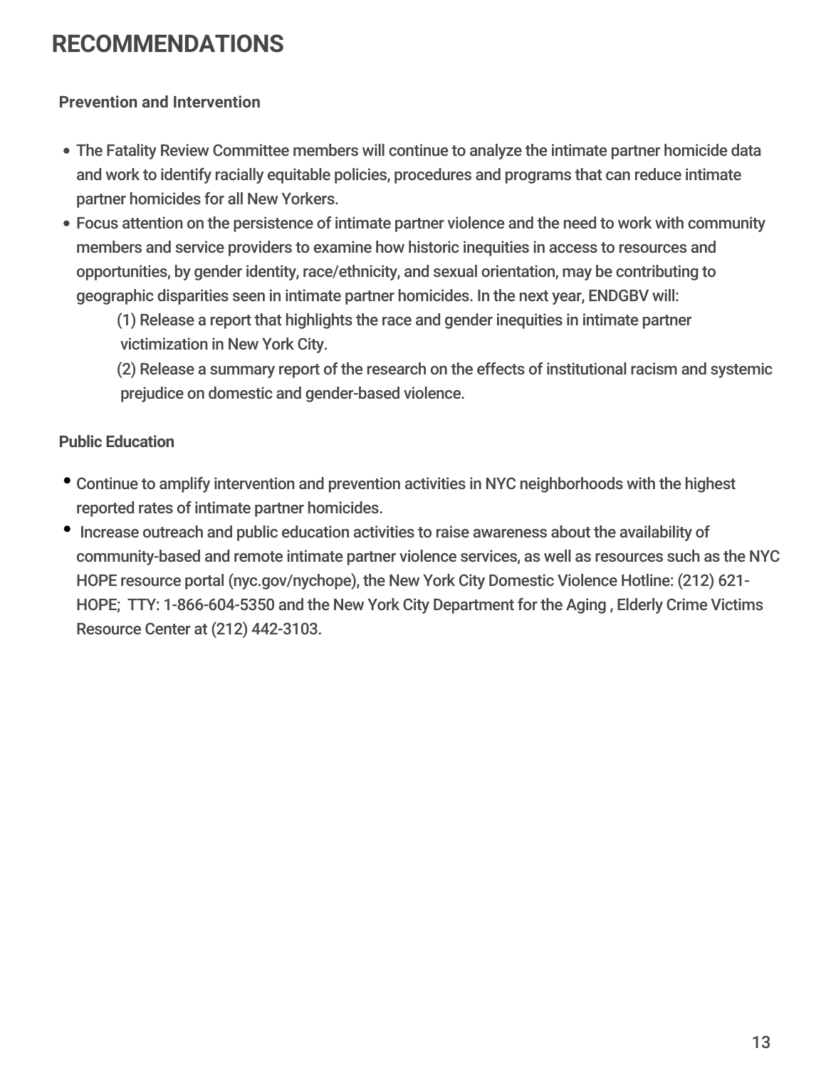# RECOMMENDATIONS

**Prevention and Intervention**

- The Fatality Review Committee members will continue to analyze the intimate partner homicide data and work to identify racially equitable policies, procedures and programs that can reduce intimate partner homicides for all New Yorkers.
- Focus attention on the persistence of intimate partner violence and the need to work with community members and service providers to examine how historic inequities in access to resources and opportunities, by gender identity, race/ethnicity, and sexual orientation, may be contributing to geographic disparities seen in intimate partner homicides. In the next year, ENDGBV will:
  - (1) Release a report that highlights the race and gender inequities in intimate partner victimization in New York City.
  - (2) Release a summary report of the research on the effects of institutional racism and systemic prejudice on domestic and gender-based violence.

**Public Education**

- Continue to amplify intervention and prevention activities in NYC neighborhoods with the highest reported rates of intimate partner homicides.
- Increase outreach and public education activities to raise awareness about the availability of community-based and remote intimate partner violence services, as well as resources such as the NYC HOPE resource portal (nyc.gov/nychope), the New York City Domestic Violence Hotline: (212) 621-HOPE; TTY: 1-866-604-5350 and the New York City Department for the Aging , Elderly Crime Victims Resource Center at (212) 442-3103.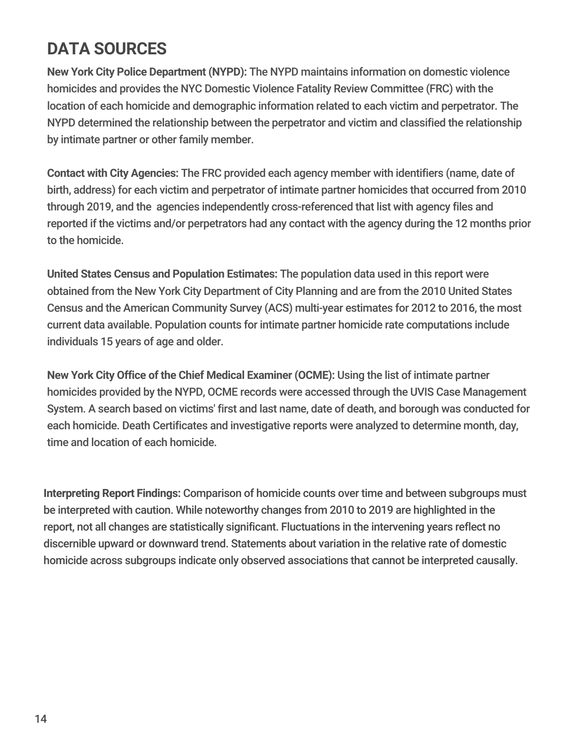# DATA SOURCES

**New York City Police Department (NYPD):** The NYPD maintains information on domestic violence homicides and provides the NYC Domestic Violence Fatality Review Committee (FRC) with the location of each homicide and demographic information related to each victim and perpetrator. The NYPD determined the relationship between the perpetrator and victim and classified the relationship by intimate partner or other family member.

**Contact with City Agencies:** The FRC provided each agency member with identifiers (name, date of birth, address) for each victim and perpetrator of intimate partner homicides that occurred from 2010 through 2019, and the agencies independently cross-referenced that list with agency files and reported if the victims and/or perpetrators had any contact with the agency during the 12 months prior to the homicide.

**United States Census and Population Estimates:** The population data used in this report were obtained from the New York City Department of City Planning and are from the 2010 United States Census and the American Community Survey (ACS) multi-year estimates for 2012 to 2016, the most current data available. Population counts for intimate partner homicide rate computations include individuals 15 years of age and older.

**New York City Office of the Chief Medical Examiner (OCME):** Using the list of intimate partner homicides provided by the NYPD, OCME records were accessed through the UVIS Case Management System. A search based on victims' first and last name, date of death, and borough was conducted for each homicide. Death Certificates and investigative reports were analyzed to determine month, day, time and location of each homicide.

**Interpreting Report Findings:** Comparison of homicide counts over time and between subgroups must be interpreted with caution. While noteworthy changes from 2010 to 2019 are highlighted in the report, not all changes are statistically significant. Fluctuations in the intervening years reflect no discernible upward or downward trend. Statements about variation in the relative rate of domestic homicide across subgroups indicate only observed associations that cannot be interpreted causally.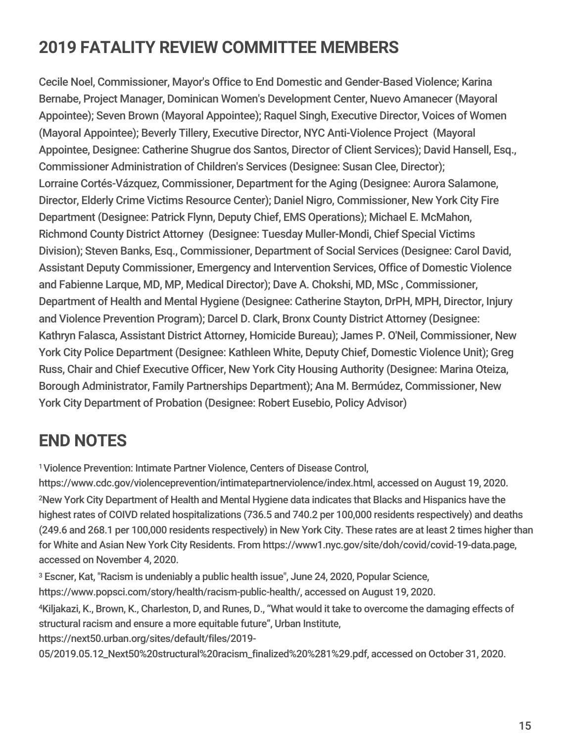## 2019 FATALITY REVIEW COMMITTEE MEMBERS

Cecile Noel, Commissioner, Mayor's Office to End Domestic and Gender-Based Violence; Karina Bernabe, Project Manager, Dominican Women's Development Center, Nuevo Amanecer (Mayoral Appointee); Seven Brown (Mayoral Appointee); Raquel Singh, Executive Director, Voices of Women (Mayoral Appointee); Beverly Tillery, Executive Director, NYC Anti-Violence Project (Mayoral Appointee, Designee: Catherine Shugrue dos Santos, Director of Client Services); David Hansell, Esq., Commissioner Administration of Children's Services (Designee: Susan Clee, Director); Lorraine Cortés-Vázquez, Commissioner, Department for the Aging (Designee: Aurora Salamone, Director, Elderly Crime Victims Resource Center); Daniel Nigro, Commissioner, New York City Fire Department (Designee: Patrick Flynn, Deputy Chief, EMS Operations); Michael E. McMahon, Richmond County District Attorney (Designee: Tuesday Muller-Mondi, Chief Special Victims Division); Steven Banks, Esq., Commissioner, Department of Social Services (Designee: Carol David, Assistant Deputy Commissioner, Emergency and Intervention Services, Office of Domestic Violence and Fabienne Larque, MD, MP, Medical Director); Dave A. Chokshi, MD, MSc , Commissioner, Department of Health and Mental Hygiene (Designee: Catherine Stayton, DrPH, MPH, Director, Injury and Violence Prevention Program); Darcel D. Clark, Bronx County District Attorney (Designee: Kathryn Falasca, Assistant District Attorney, Homicide Bureau); James P. O'Neil, Commissioner, New York City Police Department (Designee: Kathleen White, Deputy Chief, Domestic Violence Unit); Greg Russ, Chair and Chief Executive Officer, New York City Housing Authority (Designee: Marina Oteiza, Borough Administrator, Family Partnerships Department); Ana M. Bermúdez, Commissioner, New York City Department of Probation (Designee: Robert Eusebio, Policy Advisor)

## END NOTES

[1] Violence Prevention: Intimate Partner Violence, Centers of Disease Control, https://www.cdc.gov/violenceprevention/intimatepartnerviolence/index.html, accessed on August 19, 2020.

[2] New York City Department of Health and Mental Hygiene data indicates that Blacks and Hispanics have the highest rates of COIVD related hospitalizations (736.5 and 740.2 per 100,000 residents respectively) and deaths (249.6 and 268.1 per 100,000 residents respectively) in New York City. These rates are at least 2 times higher than for White and Asian New York City Residents. From https://www1.nyc.gov/site/doh/covid/covid-19-data.page, accessed on November 4, 2020.

[3] Escner, Kat, "Racism is undeniably a public health issue", June 24, 2020, Popular Science, https://www.popsci.com/story/health/racism-public-health/, accessed on August 19, 2020.

[4] Kiljakazi, K., Brown, K., Charleston, D, and Runes, D., "What would it take to overcome the damaging effects of structural racism and ensure a more equitable future", Urban Institute, https://next50.urban.org/sites/default/files/2019-05/2019.05.12_Next50%20structural%20racism_finalized%20%281%29.pdf, accessed on October 31, 2020.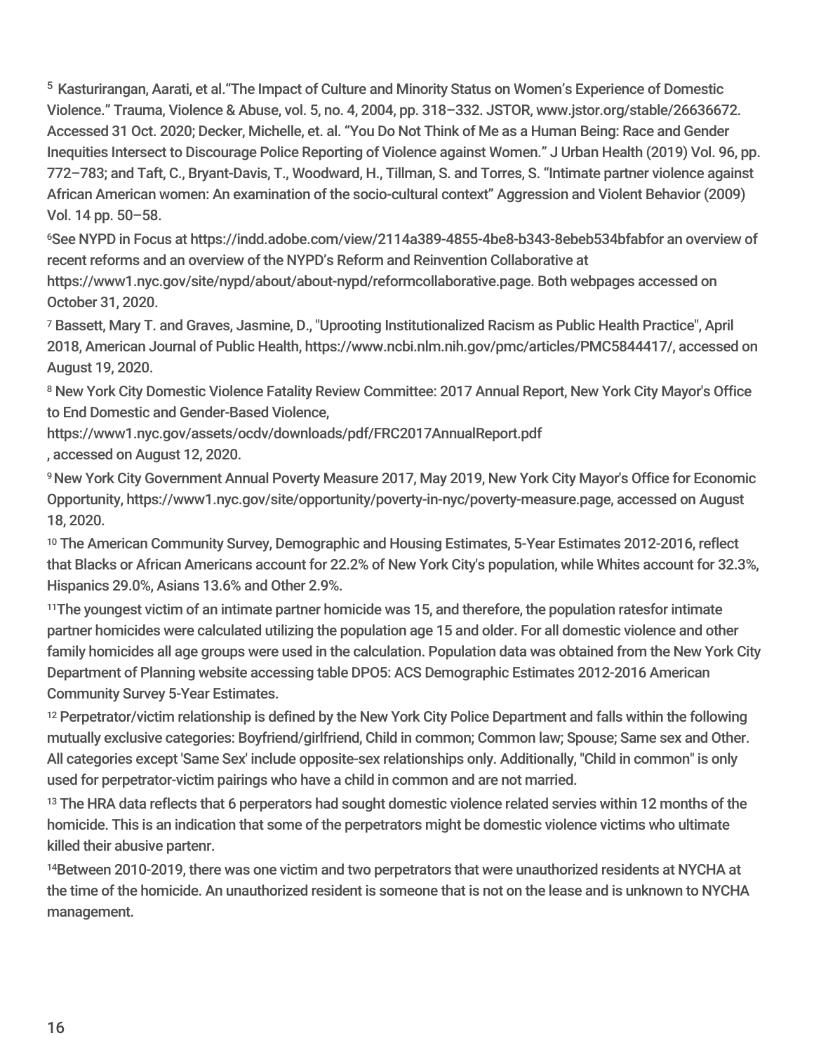[5] Kasturirangan, Aarati, et al."The Impact of Culture and Minority Status on Women's Experience of Domestic Violence." Trauma, Violence & Abuse, vol. 5, no. 4, 2004, pp. 318–332. JSTOR, www.jstor.org/stable/26636672. Accessed 31 Oct. 2020; Decker, Michelle, et. al. "You Do Not Think of Me as a Human Being: Race and Gender Inequities Intersect to Discourage Police Reporting of Violence against Women." J Urban Health (2019) Vol. 96, pp. 772–783; and Taft, C., Bryant-Davis, T., Woodward, H., Tillman, S. and Torres, S. "Intimate partner violence against African American women: An examination of the socio-cultural context" Aggression and Violent Behavior (2009) Vol. 14 pp. 50–58.

[6]See NYPD in Focus at https://indd.adobe.com/view/2114a389-4855-4be8-b343-8ebeb534bfabfor an overview of recent reforms and an overview of the NYPD's Reform and Reinvention Collaborative at https://www1.nyc.gov/site/nypd/about/about-nypd/reformcollaborative.page. Both webpages accessed on October 31, 2020.

[7] Bassett, Mary T. and Graves, Jasmine, D., "Uprooting Institutionalized Racism as Public Health Practice", April 2018, American Journal of Public Health, https://www.ncbi.nlm.nih.gov/pmc/articles/PMC5844417/, accessed on August 19, 2020.

[8] New York City Domestic Violence Fatality Review Committee: 2017 Annual Report, New York City Mayor's Office to End Domestic and Gender-Based Violence, https://www1.nyc.gov/assets/ocdv/downloads/pdf/FRC2017AnnualReport.pdf , accessed on August 12, 2020.

[9] New York City Government Annual Poverty Measure 2017, May 2019, New York City Mayor's Office for Economic Opportunity, https://www1.nyc.gov/site/opportunity/poverty-in-nyc/poverty-measure.page, accessed on August 18, 2020.

[10] The American Community Survey, Demographic and Housing Estimates, 5-Year Estimates 2012-2016, reflect that Blacks or African Americans account for 22.2% of New York City's population, while Whites account for 32.3%, Hispanics 29.0%, Asians 13.6% and Other 2.9%.

[11]The youngest victim of an intimate partner homicide was 15, and therefore, the population ratesfor intimate partner homicides were calculated utilizing the population age 15 and older. For all domestic violence and other family homicides all age groups were used in the calculation. Population data was obtained from the New York City Department of Planning website accessing table DPO5: ACS Demographic Estimates 2012-2016 American Community Survey 5-Year Estimates.

[12] Perpetrator/victim relationship is defined by the New York City Police Department and falls within the following mutually exclusive categories: Boyfriend/girlfriend, Child in common; Common law; Spouse; Same sex and Other. All categories except 'Same Sex' include opposite-sex relationships only. Additionally, "Child in common" is only used for perpetrator-victim pairings who have a child in common and are not married.

[13] The HRA data reflects that 6 perperators had sought domestic violence related servies within 12 months of the homicide. This is an indication that some of the perpetrators might be domestic violence victims who ultimate killed their abusive partenr.

[14]Between 2010-2019, there was one victim and two perpetrators that were unauthorized residents at NYCHA at the time of the homicide. An unauthorized resident is someone that is not on the lease and is unknown to NYCHA management.